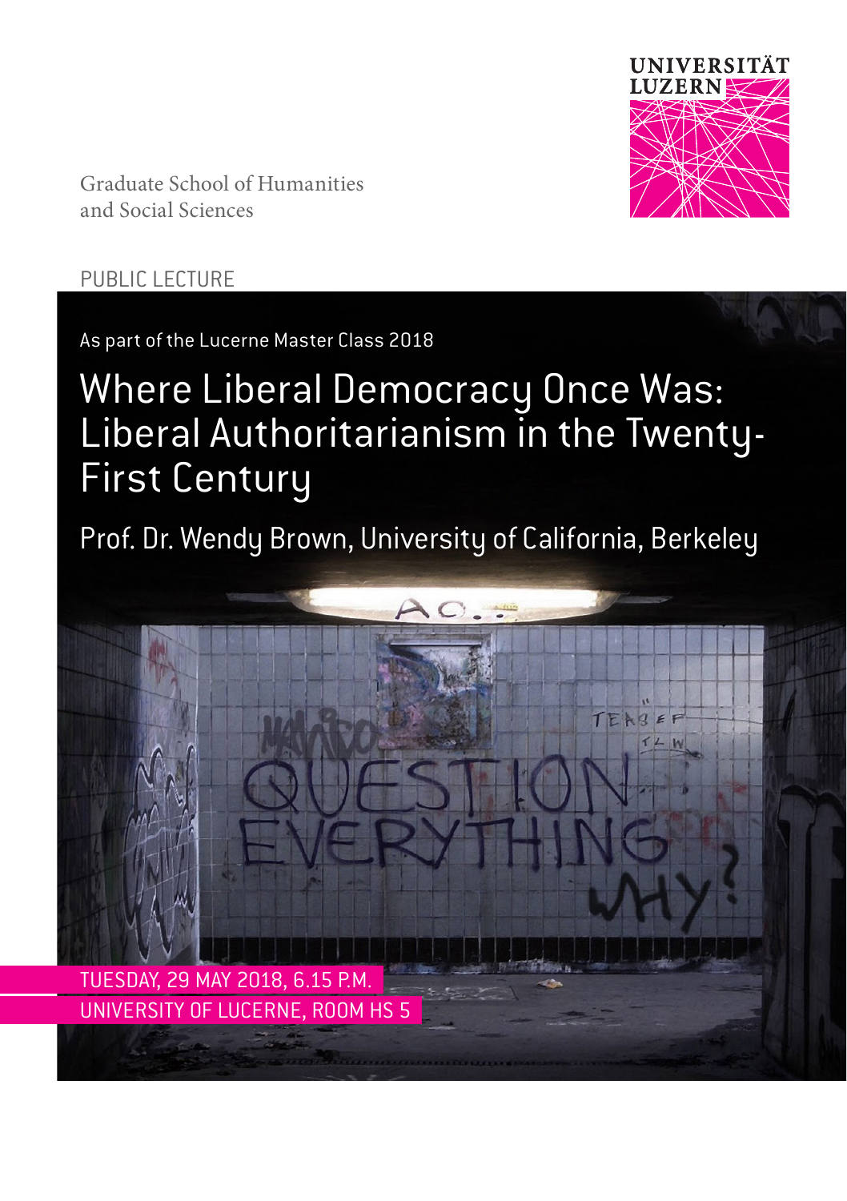UNIVERSITÄT LUZERN

Graduate School of Humanities
and Social Sciences

PUBLIC LECTURE

As part of the Lucerne Master Class 2018

# Where Liberal Democracy Once Was: Liberal Authoritarianism in the Twenty-First Century

Prof. Dr. Wendy Brown, University of California, Berkeley

TUESDAY, 29 MAY 2018, 6.15 P.M.
UNIVERSITY OF LUCERNE, ROOM HS 5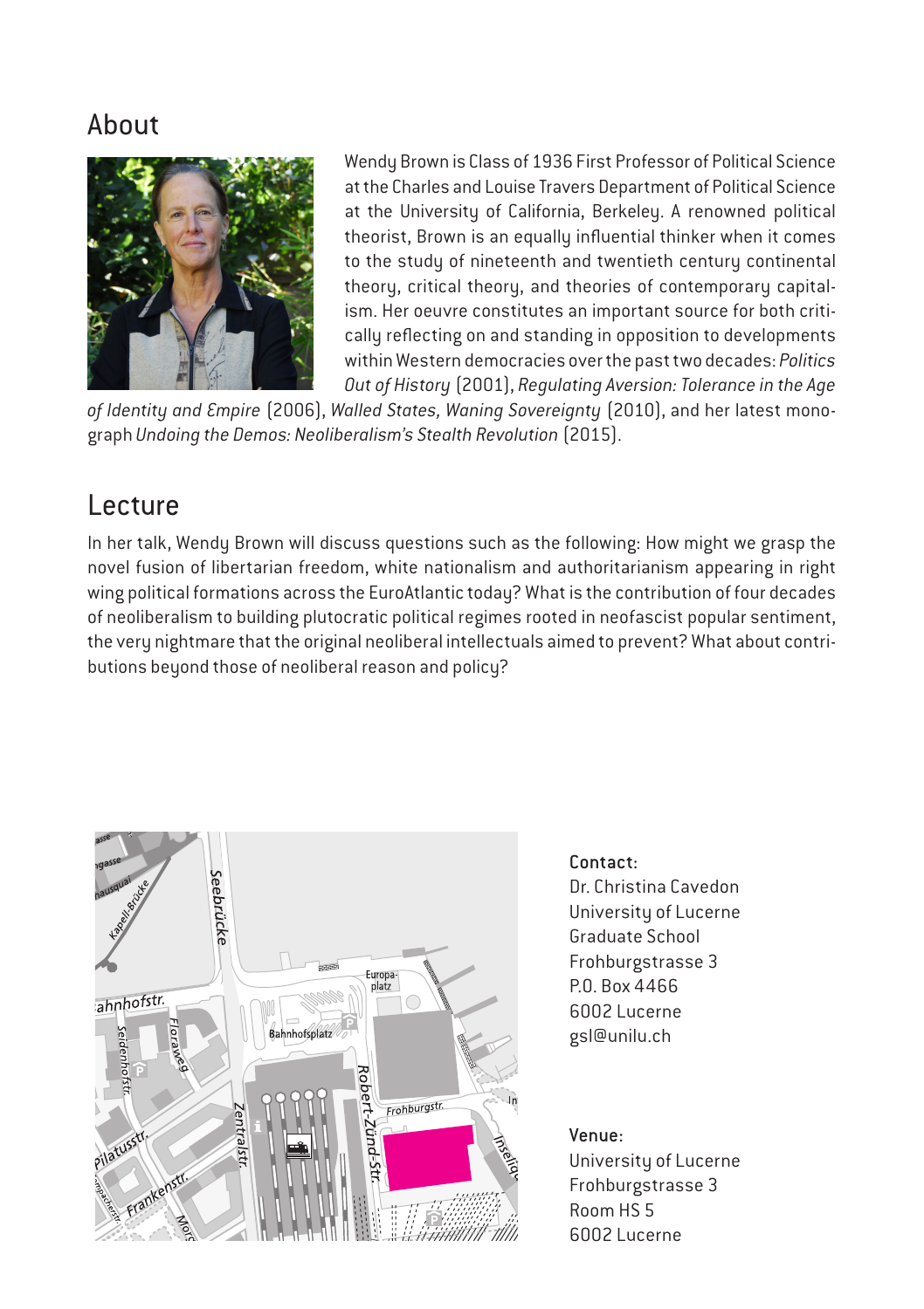## About

Wendy Brown is Class of 1936 First Professor of Political Science at the Charles and Louise Travers Department of Political Science at the University of California, Berkeley. A renowned political theorist, Brown is an equally influential thinker when it comes to the study of nineteenth and twentieth century continental theory, critical theory, and theories of contemporary capitalism. Her oeuvre constitutes an important source for both critically reflecting on and standing in opposition to developments within Western democracies over the past two decades: *Politics Out of History* (2001), *Regulating Aversion: Tolerance in the Age of Identity and Empire* (2006), *Walled States, Waning Sovereignty* (2010), and her latest monograph *Undoing the Demos: Neoliberalism's Stealth Revolution* (2015).

## Lecture

In her talk, Wendy Brown will discuss questions such as the following: How might we grasp the novel fusion of libertarian freedom, white nationalism and authoritarianism appearing in right wing political formations across the EuroAtlantic today? What is the contribution of four decades of neoliberalism to building plutocratic political regimes rooted in neofascist popular sentiment, the very nightmare that the original neoliberal intellectuals aimed to prevent? What about contributions beyond those of neoliberal reason and policy?

**Contact:**
Dr. Christina Cavedon
University of Lucerne
Graduate School
Frohburgstrasse 3
P.O. Box 4466
6002 Lucerne
gsl@unilu.ch

**Venue:**
University of Lucerne
Frohburgstrasse 3
Room HS 5
6002 Lucerne